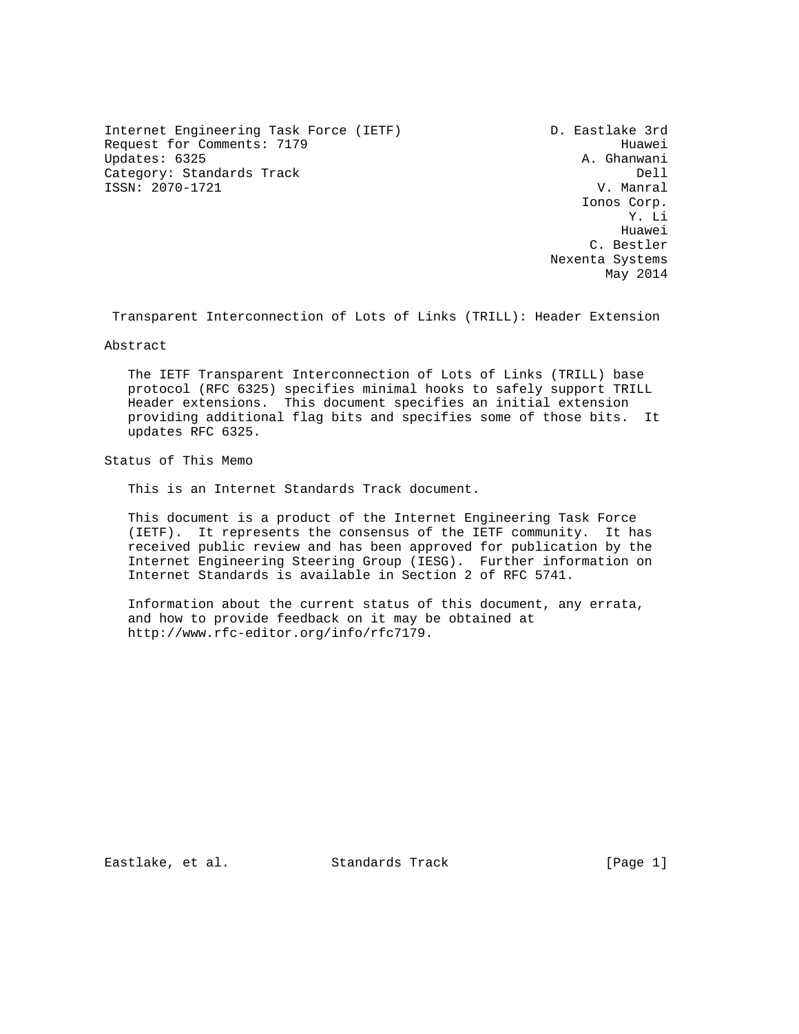Internet Engineering Task Force (IETF) D. Eastlake 3rd
Request for Comments: 7179 Huawei
Updates: 6325 A. Ghanwani
Category: Standards Track Dell
ISSN: 2070-1721 V. Manral
Ionos Corp.
Y. Li
Huawei
C. Bestler
Nexenta Systems
May 2014

# Transparent Interconnection of Lots of Links (TRILL): Header Extension

## Abstract

The IETF Transparent Interconnection of Lots of Links (TRILL) base protocol (RFC 6325) specifies minimal hooks to safely support TRILL Header extensions. This document specifies an initial extension providing additional flag bits and specifies some of those bits. It updates RFC 6325.

## Status of This Memo

This is an Internet Standards Track document.

This document is a product of the Internet Engineering Task Force (IETF). It represents the consensus of the IETF community. It has received public review and has been approved for publication by the Internet Engineering Steering Group (IESG). Further information on Internet Standards is available in Section 2 of RFC 5741.

Information about the current status of this document, any errata, and how to provide feedback on it may be obtained at http://www.rfc-editor.org/info/rfc7179.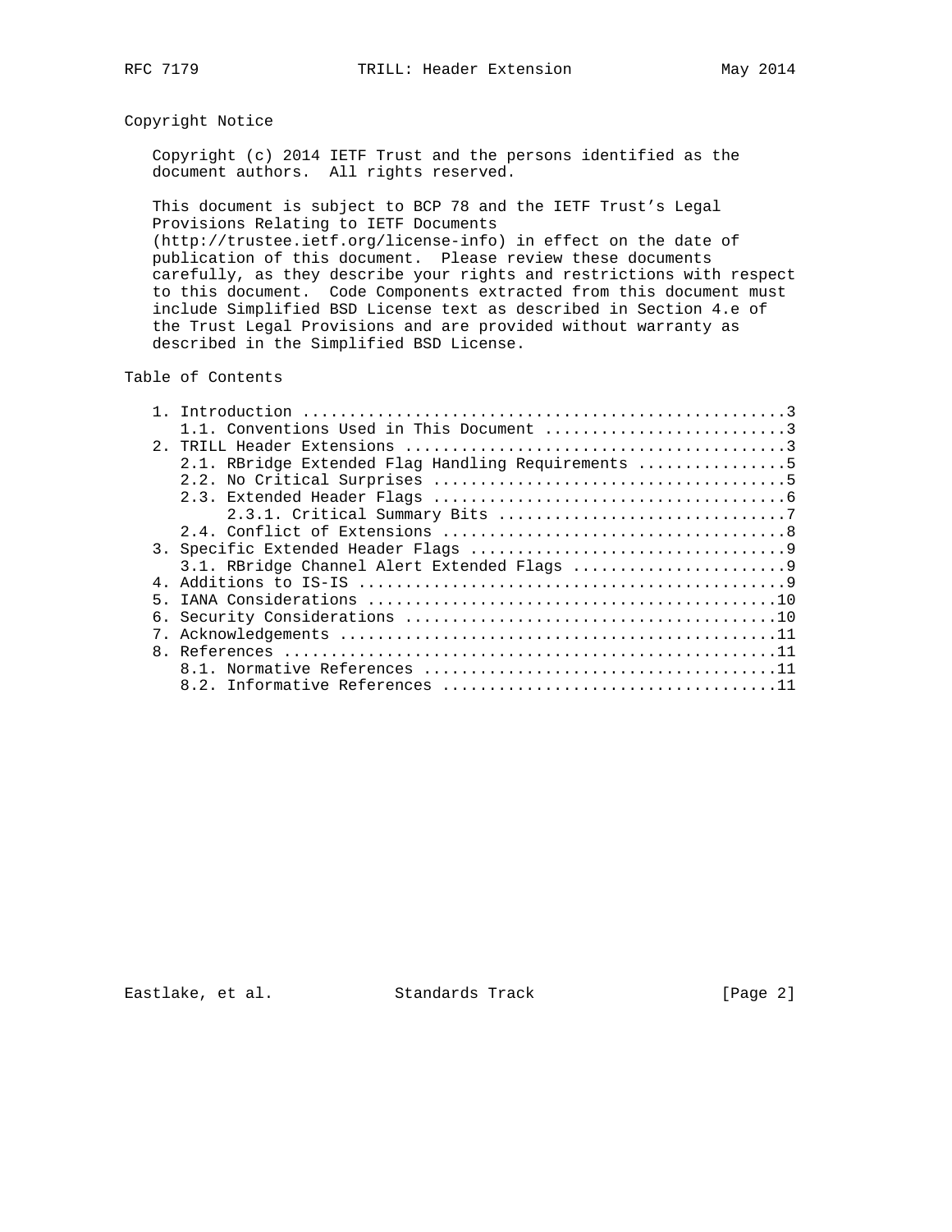## Copyright Notice

Copyright (c) 2014 IETF Trust and the persons identified as the document authors. All rights reserved.

This document is subject to BCP 78 and the IETF Trust's Legal Provisions Relating to IETF Documents (http://trustee.ietf.org/license-info) in effect on the date of publication of this document. Please review these documents carefully, as they describe your rights and restrictions with respect to this document. Code Components extracted from this document must include Simplified BSD License text as described in Section 4.e of the Trust Legal Provisions and are provided without warranty as described in the Simplified BSD License.

## Table of Contents

```
   1. Introduction ....................................................3
      1.1. Conventions Used in This Document ..........................3
   2. TRILL Header Extensions .........................................3
      2.1. RBridge Extended Flag Handling Requirements ................5
      2.2. No Critical Surprises ......................................5
      2.3. Extended Header Flags ......................................6
           2.3.1. Critical Summary Bits ...............................7
      2.4. Conflict of Extensions .....................................8
   3. Specific Extended Header Flags ..................................9
      3.1. RBridge Channel Alert Extended Flags .......................9
   4. Additions to IS-IS ..............................................9
   5. IANA Considerations ............................................10
   6. Security Considerations ........................................10
   7. Acknowledgements ...............................................11
   8. References .....................................................11
      8.1. Normative References ......................................11
      8.2. Informative References ....................................11
```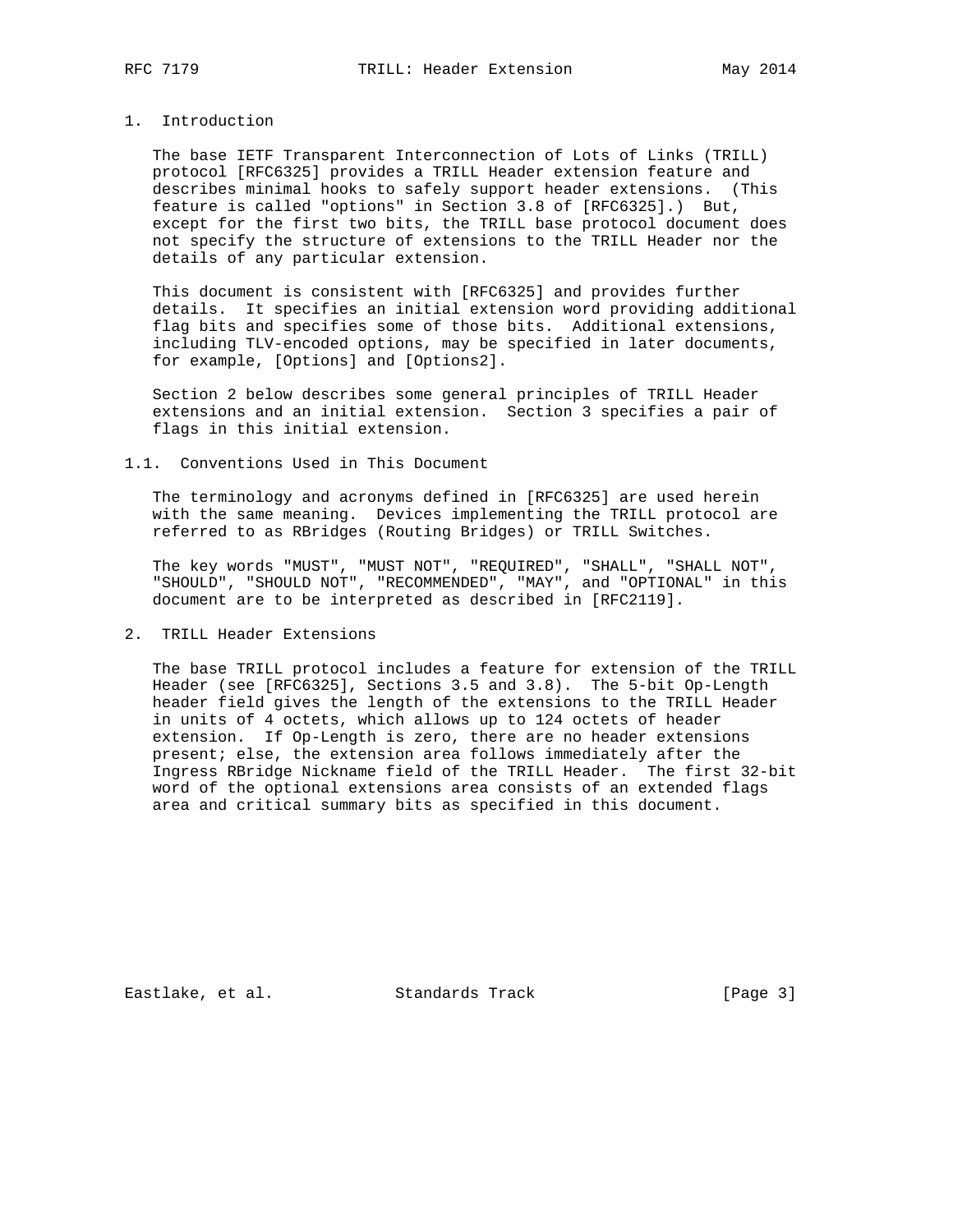# 1. Introduction

The base IETF Transparent Interconnection of Lots of Links (TRILL) protocol [RFC6325] provides a TRILL Header extension feature and describes minimal hooks to safely support header extensions. (This feature is called "options" in Section 3.8 of [RFC6325].) But, except for the first two bits, the TRILL base protocol document does not specify the structure of extensions to the TRILL Header nor the details of any particular extension.

This document is consistent with [RFC6325] and provides further details. It specifies an initial extension word providing additional flag bits and specifies some of those bits. Additional extensions, including TLV-encoded options, may be specified in later documents, for example, [Options] and [Options2].

Section 2 below describes some general principles of TRILL Header extensions and an initial extension. Section 3 specifies a pair of flags in this initial extension.

## 1.1. Conventions Used in This Document

The terminology and acronyms defined in [RFC6325] are used herein with the same meaning. Devices implementing the TRILL protocol are referred to as RBridges (Routing Bridges) or TRILL Switches.

The key words "MUST", "MUST NOT", "REQUIRED", "SHALL", "SHALL NOT", "SHOULD", "SHOULD NOT", "RECOMMENDED", "MAY", and "OPTIONAL" in this document are to be interpreted as described in [RFC2119].

# 2. TRILL Header Extensions

The base TRILL protocol includes a feature for extension of the TRILL Header (see [RFC6325], Sections 3.5 and 3.8). The 5-bit Op-Length header field gives the length of the extensions to the TRILL Header in units of 4 octets, which allows up to 124 octets of header extension. If Op-Length is zero, there are no header extensions present; else, the extension area follows immediately after the Ingress RBridge Nickname field of the TRILL Header. The first 32-bit word of the optional extensions area consists of an extended flags area and critical summary bits as specified in this document.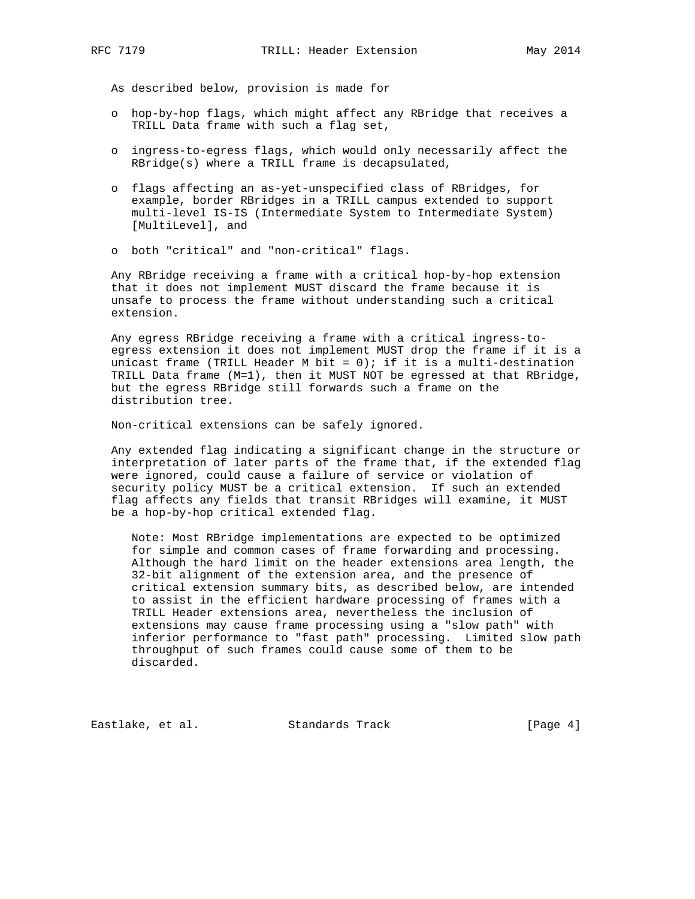As described below, provision is made for

- hop-by-hop flags, which might affect any RBridge that receives a TRILL Data frame with such a flag set,
- ingress-to-egress flags, which would only necessarily affect the RBridge(s) where a TRILL frame is decapsulated,
- flags affecting an as-yet-unspecified class of RBridges, for example, border RBridges in a TRILL campus extended to support multi-level IS-IS (Intermediate System to Intermediate System) [MultiLevel], and
- both "critical" and "non-critical" flags.

Any RBridge receiving a frame with a critical hop-by-hop extension that it does not implement MUST discard the frame because it is unsafe to process the frame without understanding such a critical extension.

Any egress RBridge receiving a frame with a critical ingress-to-egress extension it does not implement MUST drop the frame if it is a unicast frame (TRILL Header M bit = 0); if it is a multi-destination TRILL Data frame (M=1), then it MUST NOT be egressed at that RBridge, but the egress RBridge still forwards such a frame on the distribution tree.

Non-critical extensions can be safely ignored.

Any extended flag indicating a significant change in the structure or interpretation of later parts of the frame that, if the extended flag were ignored, could cause a failure of service or violation of security policy MUST be a critical extension. If such an extended flag affects any fields that transit RBridges will examine, it MUST be a hop-by-hop critical extended flag.

> Note: Most RBridge implementations are expected to be optimized for simple and common cases of frame forwarding and processing. Although the hard limit on the header extensions area length, the 32-bit alignment of the extension area, and the presence of critical extension summary bits, as described below, are intended to assist in the efficient hardware processing of frames with a TRILL Header extensions area, nevertheless the inclusion of extensions may cause frame processing using a "slow path" with inferior performance to "fast path" processing. Limited slow path throughput of such frames could cause some of them to be discarded.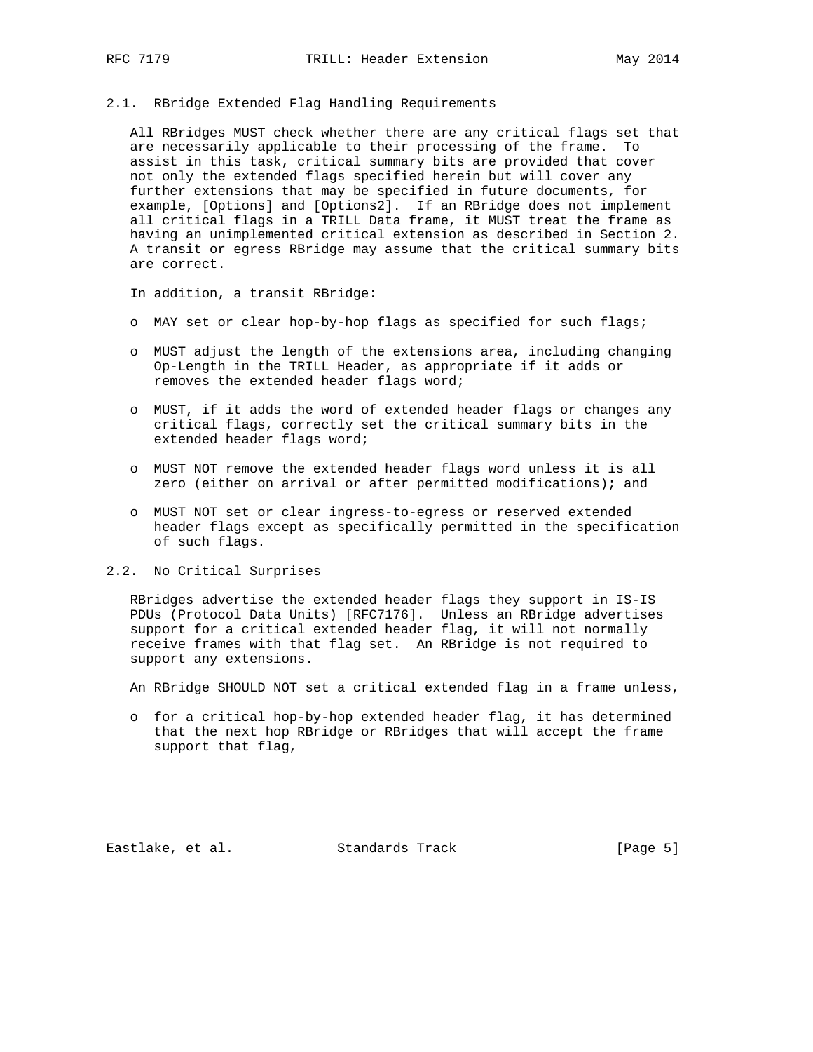### 2.1. RBridge Extended Flag Handling Requirements

All RBridges MUST check whether there are any critical flags set that are necessarily applicable to their processing of the frame. To assist in this task, critical summary bits are provided that cover not only the extended flags specified herein but will cover any further extensions that may be specified in future documents, for example, [Options] and [Options2]. If an RBridge does not implement all critical flags in a TRILL Data frame, it MUST treat the frame as having an unimplemented critical extension as described in Section 2. A transit or egress RBridge may assume that the critical summary bits are correct.

In addition, a transit RBridge:

- MAY set or clear hop-by-hop flags as specified for such flags;
- MUST adjust the length of the extensions area, including changing Op-Length in the TRILL Header, as appropriate if it adds or removes the extended header flags word;
- MUST, if it adds the word of extended header flags or changes any critical flags, correctly set the critical summary bits in the extended header flags word;
- MUST NOT remove the extended header flags word unless it is all zero (either on arrival or after permitted modifications); and
- MUST NOT set or clear ingress-to-egress or reserved extended header flags except as specifically permitted in the specification of such flags.

### 2.2. No Critical Surprises

RBridges advertise the extended header flags they support in IS-IS PDUs (Protocol Data Units) [RFC7176]. Unless an RBridge advertises support for a critical extended header flag, it will not normally receive frames with that flag set. An RBridge is not required to support any extensions.

An RBridge SHOULD NOT set a critical extended flag in a frame unless,

- for a critical hop-by-hop extended header flag, it has determined that the next hop RBridge or RBridges that will accept the frame support that flag,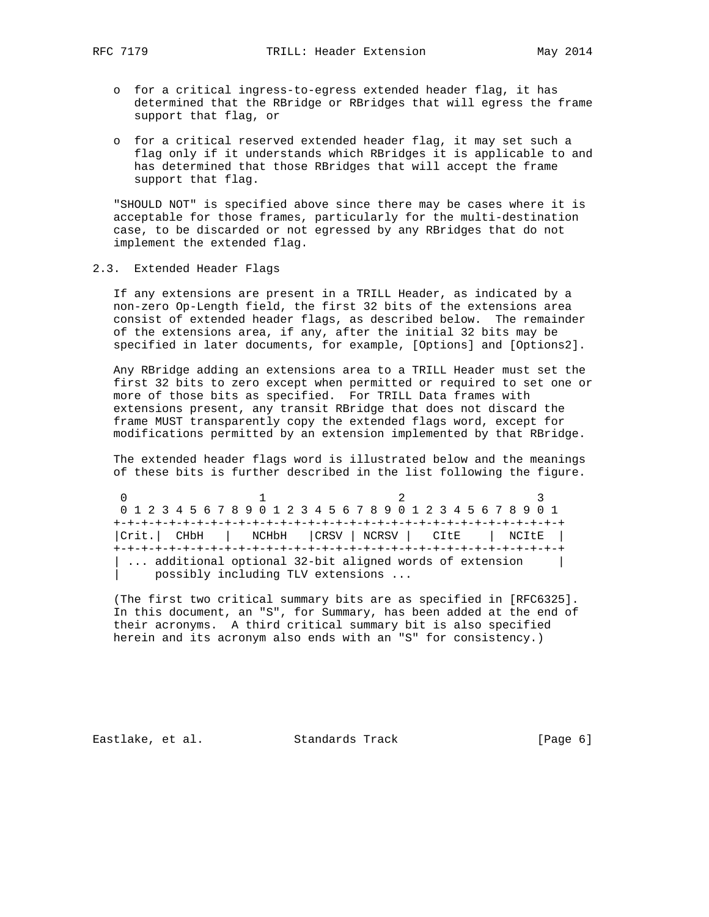- for a critical ingress-to-egress extended header flag, it has determined that the RBridge or RBridges that will egress the frame support that flag, or

- for a critical reserved extended header flag, it may set such a flag only if it understands which RBridges it is applicable to and has determined that those RBridges that will accept the frame support that flag.

"SHOULD NOT" is specified above since there may be cases where it is acceptable for those frames, particularly for the multi-destination case, to be discarded or not egressed by any RBridges that do not implement the extended flag.

## 2.3. Extended Header Flags

If any extensions are present in a TRILL Header, as indicated by a non-zero Op-Length field, the first 32 bits of the extensions area consist of extended header flags, as described below. The remainder of the extensions area, if any, after the initial 32 bits may be specified in later documents, for example, [Options] and [Options2].

Any RBridge adding an extensions area to a TRILL Header must set the first 32 bits to zero except when permitted or required to set one or more of those bits as specified. For TRILL Data frames with extensions present, any transit RBridge that does not discard the frame MUST transparently copy the extended flags word, except for modifications permitted by an extension implemented by that RBridge.

The extended header flags word is illustrated below and the meanings of these bits is further described in the list following the figure.

```
 0                   1                   2                   3
 0 1 2 3 4 5 6 7 8 9 0 1 2 3 4 5 6 7 8 9 0 1 2 3 4 5 6 7 8 9 0 1
+-+-+-+-+-+-+-+-+-+-+-+-+-+-+-+-+-+-+-+-+-+-+-+-+-+-+-+-+-+-+-+-+
|Crit.|  CHbH   |   NCHbH   |CRSV | NCRSV |   CItE    |  NCItE  |
+-+-+-+-+-+-+-+-+-+-+-+-+-+-+-+-+-+-+-+-+-+-+-+-+-+-+-+-+-+-+-+-+
| ... additional optional 32-bit aligned words of extension     |
|     possibly including TLV extensions ...
```

(The first two critical summary bits are as specified in [RFC6325]. In this document, an "S", for Summary, has been added at the end of their acronyms. A third critical summary bit is also specified herein and its acronym also ends with an "S" for consistency.)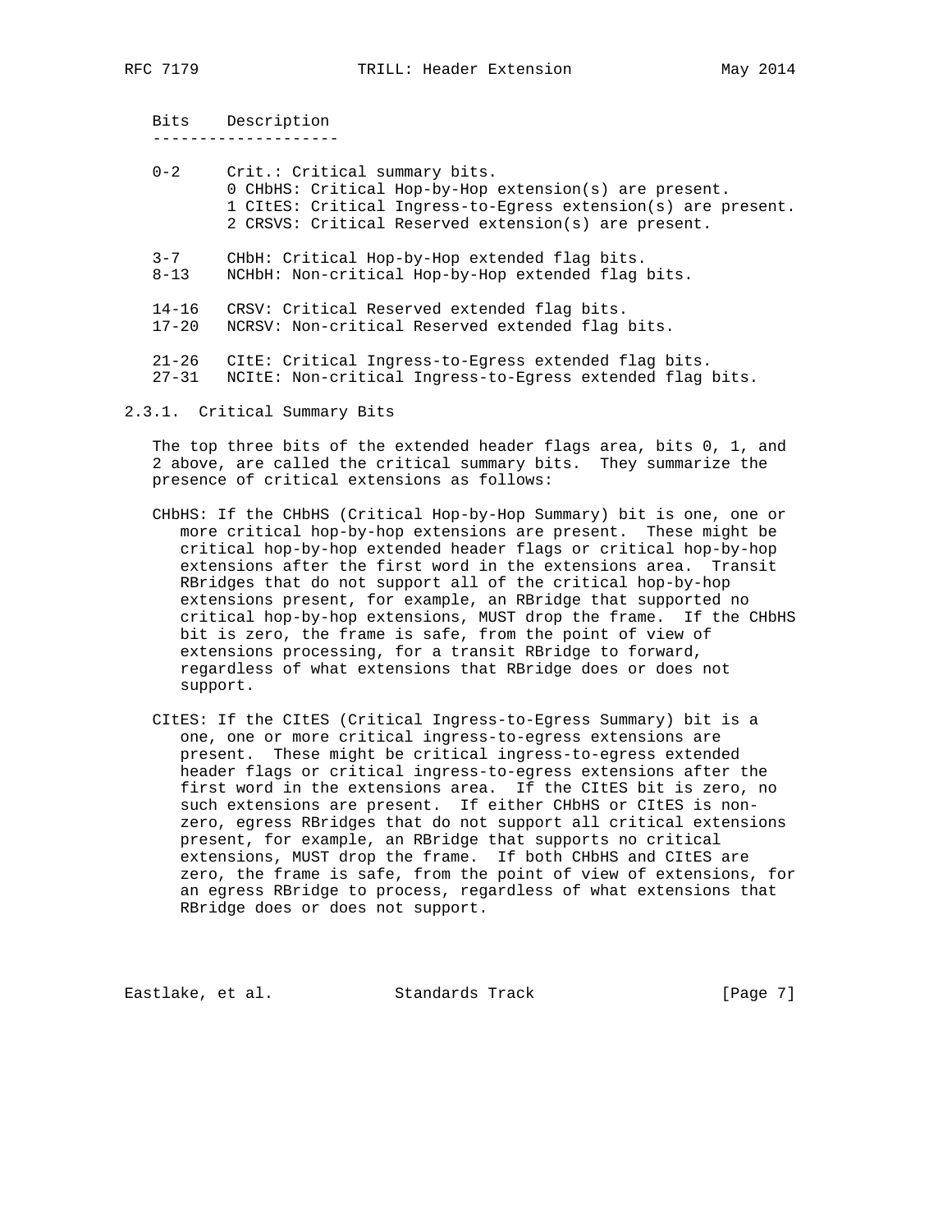| Bits | Description |
|---|---|
| 0-2 | Crit.: Critical summary bits.<br>0 CHbHS: Critical Hop-by-Hop extension(s) are present.<br>1 CItES: Critical Ingress-to-Egress extension(s) are present.<br>2 CRSVS: Critical Reserved extension(s) are present. |
| 3-7 | CHbH: Critical Hop-by-Hop extended flag bits. |
| 8-13 | NCHbH: Non-critical Hop-by-Hop extended flag bits. |
| 14-16 | CRSV: Critical Reserved extended flag bits. |
| 17-20 | NCRSV: Non-critical Reserved extended flag bits. |
| 21-26 | CItE: Critical Ingress-to-Egress extended flag bits. |
| 27-31 | NCItE: Non-critical Ingress-to-Egress extended flag bits. |

### 2.3.1. Critical Summary Bits

The top three bits of the extended header flags area, bits 0, 1, and 2 above, are called the critical summary bits. They summarize the presence of critical extensions as follows:

CHbHS: If the CHbHS (Critical Hop-by-Hop Summary) bit is one, one or more critical hop-by-hop extensions are present. These might be critical hop-by-hop extended header flags or critical hop-by-hop extensions after the first word in the extensions area. Transit RBridges that do not support all of the critical hop-by-hop extensions present, for example, an RBridge that supported no critical hop-by-hop extensions, MUST drop the frame. If the CHbHS bit is zero, the frame is safe, from the point of view of extensions processing, for a transit RBridge to forward, regardless of what extensions that RBridge does or does not support.

CItES: If the CItES (Critical Ingress-to-Egress Summary) bit is a one, one or more critical ingress-to-egress extensions are present. These might be critical ingress-to-egress extended header flags or critical ingress-to-egress extensions after the first word in the extensions area. If the CItES bit is zero, no such extensions are present. If either CHbHS or CItES is non-zero, egress RBridges that do not support all critical extensions present, for example, an RBridge that supports no critical extensions, MUST drop the frame. If both CHbHS and CItES are zero, the frame is safe, from the point of view of extensions, for an egress RBridge to process, regardless of what extensions that RBridge does or does not support.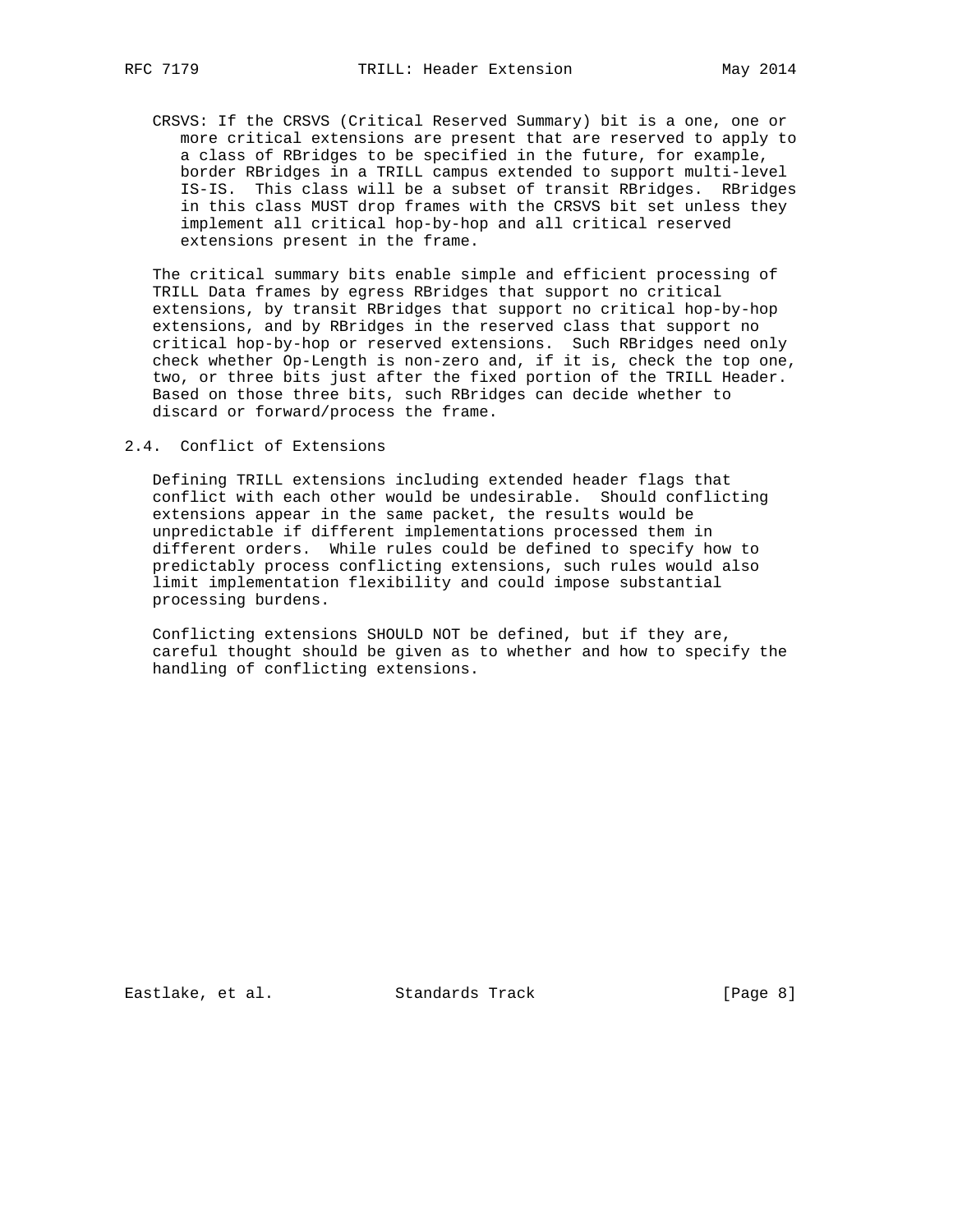CRSVS: If the CRSVS (Critical Reserved Summary) bit is a one, one or more critical extensions are present that are reserved to apply to a class of RBridges to be specified in the future, for example, border RBridges in a TRILL campus extended to support multi-level IS-IS. This class will be a subset of transit RBridges. RBridges in this class MUST drop frames with the CRSVS bit set unless they implement all critical hop-by-hop and all critical reserved extensions present in the frame.

The critical summary bits enable simple and efficient processing of TRILL Data frames by egress RBridges that support no critical extensions, by transit RBridges that support no critical hop-by-hop extensions, and by RBridges in the reserved class that support no critical hop-by-hop or reserved extensions. Such RBridges need only check whether Op-Length is non-zero and, if it is, check the top one, two, or three bits just after the fixed portion of the TRILL Header. Based on those three bits, such RBridges can decide whether to discard or forward/process the frame.

## 2.4. Conflict of Extensions

Defining TRILL extensions including extended header flags that conflict with each other would be undesirable. Should conflicting extensions appear in the same packet, the results would be unpredictable if different implementations processed them in different orders. While rules could be defined to specify how to predictably process conflicting extensions, such rules would also limit implementation flexibility and could impose substantial processing burdens.

Conflicting extensions SHOULD NOT be defined, but if they are, careful thought should be given as to whether and how to specify the handling of conflicting extensions.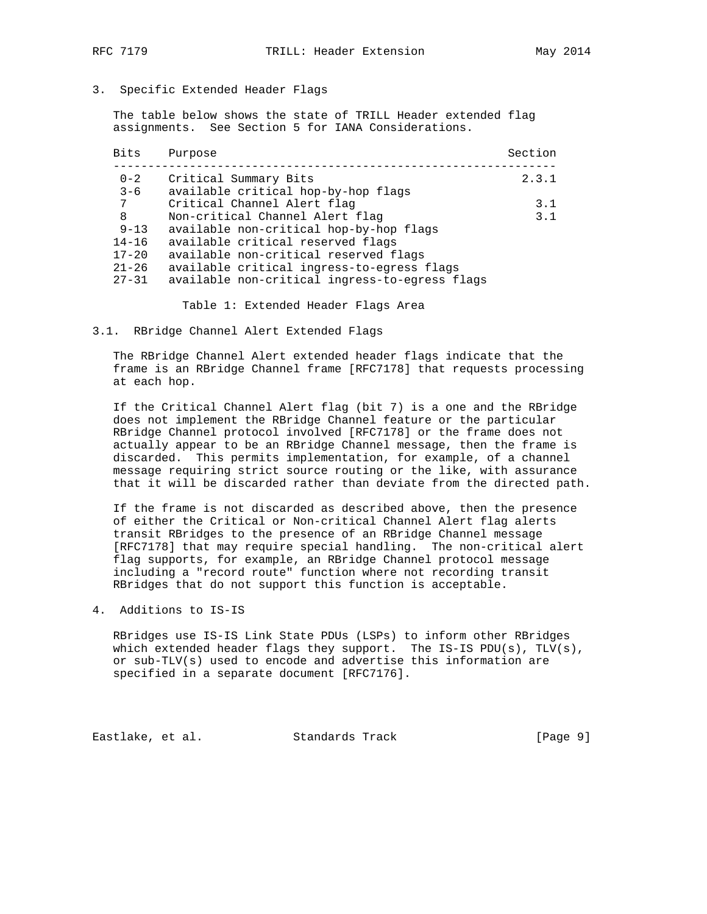## 3. Specific Extended Header Flags

The table below shows the state of TRILL Header extended flag assignments. See Section 5 for IANA Considerations.

| Bits | Purpose | Section |
|---|---|---|
| 0-2 | Critical Summary Bits | 2.3.1 |
| 3-6 | available critical hop-by-hop flags | |
| 7 | Critical Channel Alert flag | 3.1 |
| 8 | Non-critical Channel Alert flag | 3.1 |
| 9-13 | available non-critical hop-by-hop flags | |
| 14-16 | available critical reserved flags | |
| 17-20 | available non-critical reserved flags | |
| 21-26 | available critical ingress-to-egress flags | |
| 27-31 | available non-critical ingress-to-egress flags | |

Table 1: Extended Header Flags Area

### 3.1. RBridge Channel Alert Extended Flags

The RBridge Channel Alert extended header flags indicate that the frame is an RBridge Channel frame [RFC7178] that requests processing at each hop.

If the Critical Channel Alert flag (bit 7) is a one and the RBridge does not implement the RBridge Channel feature or the particular RBridge Channel protocol involved [RFC7178] or the frame does not actually appear to be an RBridge Channel message, then the frame is discarded. This permits implementation, for example, of a channel message requiring strict source routing or the like, with assurance that it will be discarded rather than deviate from the directed path.

If the frame is not discarded as described above, then the presence of either the Critical or Non-critical Channel Alert flag alerts transit RBridges to the presence of an RBridge Channel message [RFC7178] that may require special handling. The non-critical alert flag supports, for example, an RBridge Channel protocol message including a "record route" function where not recording transit RBridges that do not support this function is acceptable.

## 4. Additions to IS-IS

RBridges use IS-IS Link State PDUs (LSPs) to inform other RBridges which extended header flags they support. The IS-IS PDU(s), TLV(s), or sub-TLV(s) used to encode and advertise this information are specified in a separate document [RFC7176].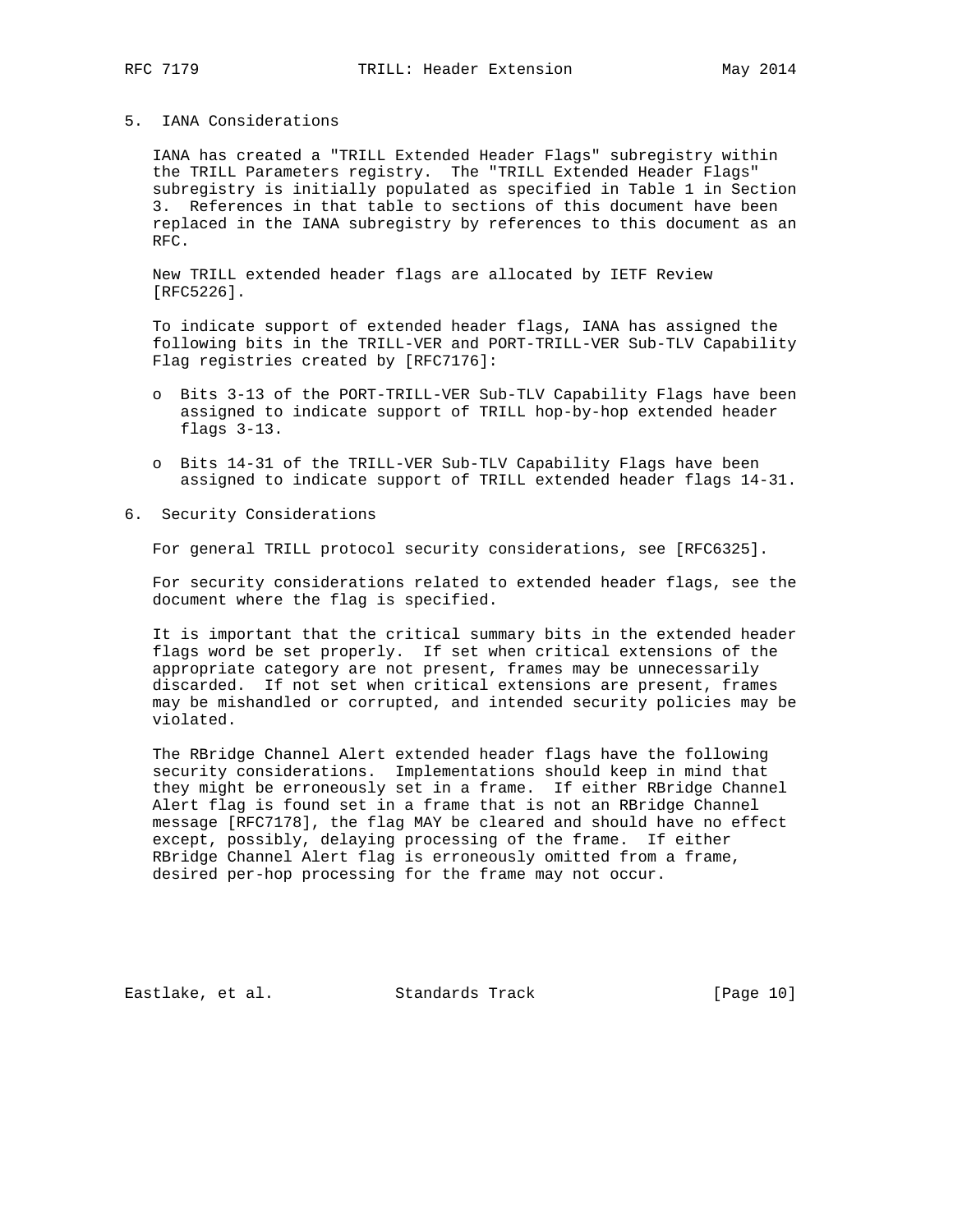## 5. IANA Considerations

IANA has created a "TRILL Extended Header Flags" subregistry within the TRILL Parameters registry. The "TRILL Extended Header Flags" subregistry is initially populated as specified in Table 1 in Section 3. References in that table to sections of this document have been replaced in the IANA subregistry by references to this document as an RFC.

New TRILL extended header flags are allocated by IETF Review [RFC5226].

To indicate support of extended header flags, IANA has assigned the following bits in the TRILL-VER and PORT-TRILL-VER Sub-TLV Capability Flag registries created by [RFC7176]:

- Bits 3-13 of the PORT-TRILL-VER Sub-TLV Capability Flags have been assigned to indicate support of TRILL hop-by-hop extended header flags 3-13.
- Bits 14-31 of the TRILL-VER Sub-TLV Capability Flags have been assigned to indicate support of TRILL extended header flags 14-31.

## 6. Security Considerations

For general TRILL protocol security considerations, see [RFC6325].

For security considerations related to extended header flags, see the document where the flag is specified.

It is important that the critical summary bits in the extended header flags word be set properly. If set when critical extensions of the appropriate category are not present, frames may be unnecessarily discarded. If not set when critical extensions are present, frames may be mishandled or corrupted, and intended security policies may be violated.

The RBridge Channel Alert extended header flags have the following security considerations. Implementations should keep in mind that they might be erroneously set in a frame. If either RBridge Channel Alert flag is found set in a frame that is not an RBridge Channel message [RFC7178], the flag MAY be cleared and should have no effect except, possibly, delaying processing of the frame. If either RBridge Channel Alert flag is erroneously omitted from a frame, desired per-hop processing for the frame may not occur.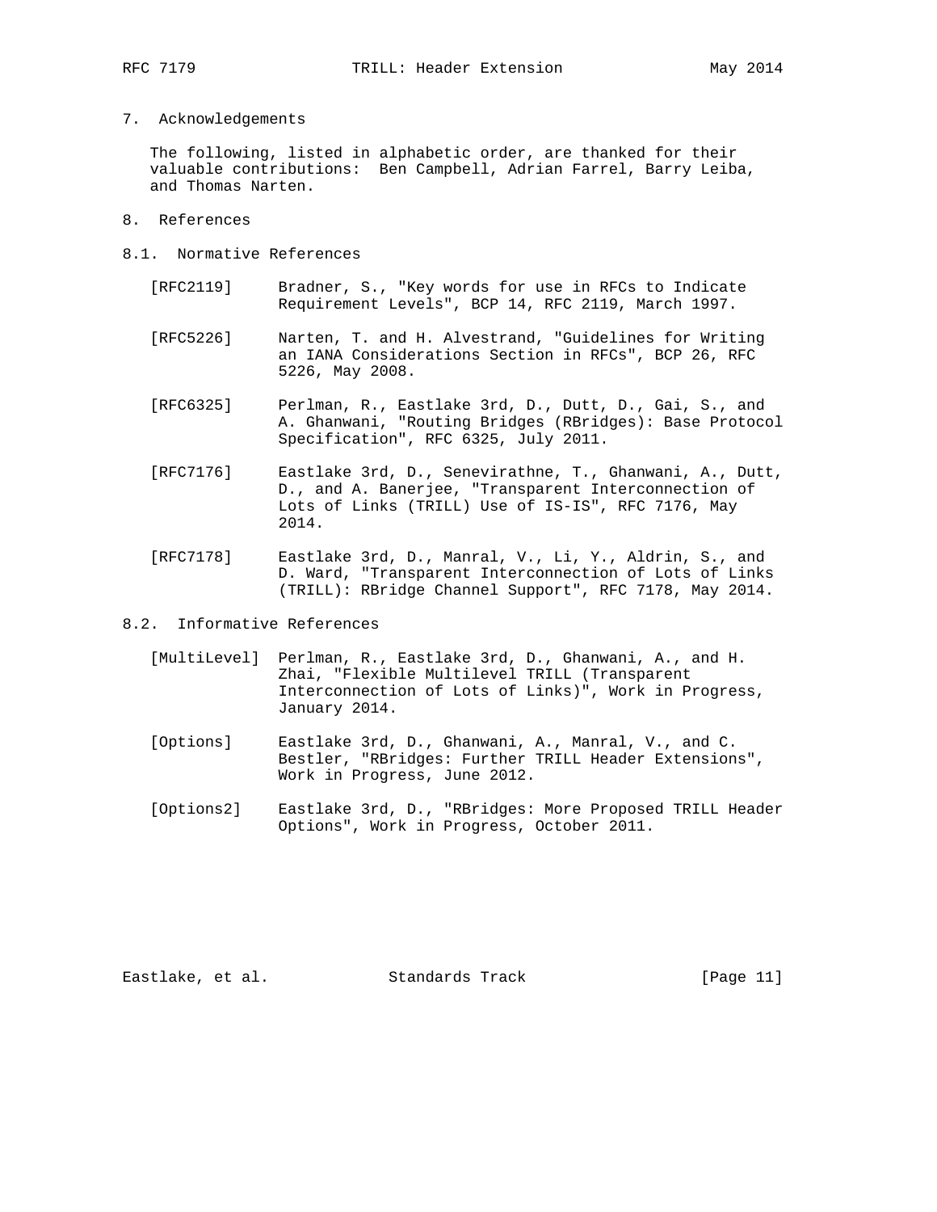## 7. Acknowledgements

The following, listed in alphabetic order, are thanked for their valuable contributions: Ben Campbell, Adrian Farrel, Barry Leiba, and Thomas Narten.

## 8. References

### 8.1. Normative References

[RFC2119] Bradner, S., "Key words for use in RFCs to Indicate Requirement Levels", BCP 14, RFC 2119, March 1997.

[RFC5226] Narten, T. and H. Alvestrand, "Guidelines for Writing an IANA Considerations Section in RFCs", BCP 26, RFC 5226, May 2008.

[RFC6325] Perlman, R., Eastlake 3rd, D., Dutt, D., Gai, S., and A. Ghanwani, "Routing Bridges (RBridges): Base Protocol Specification", RFC 6325, July 2011.

[RFC7176] Eastlake 3rd, D., Senevirathne, T., Ghanwani, A., Dutt, D., and A. Banerjee, "Transparent Interconnection of Lots of Links (TRILL) Use of IS-IS", RFC 7176, May 2014.

[RFC7178] Eastlake 3rd, D., Manral, V., Li, Y., Aldrin, S., and D. Ward, "Transparent Interconnection of Lots of Links (TRILL): RBridge Channel Support", RFC 7178, May 2014.

### 8.2. Informative References

[MultiLevel] Perlman, R., Eastlake 3rd, D., Ghanwani, A., and H. Zhai, "Flexible Multilevel TRILL (Transparent Interconnection of Lots of Links)", Work in Progress, January 2014.

[Options] Eastlake 3rd, D., Ghanwani, A., Manral, V., and C. Bestler, "RBridges: Further TRILL Header Extensions", Work in Progress, June 2012.

[Options2] Eastlake 3rd, D., "RBridges: More Proposed TRILL Header Options", Work in Progress, October 2011.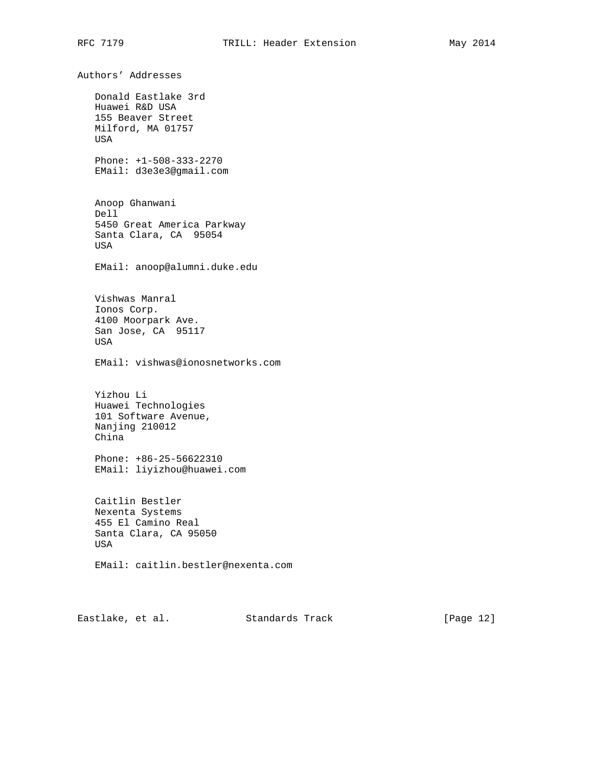## Authors' Addresses

Donald Eastlake 3rd
Huawei R&D USA
155 Beaver Street
Milford, MA 01757
USA

Phone: +1-508-333-2270
EMail: d3e3e3@gmail.com

Anoop Ghanwani
Dell
5450 Great America Parkway
Santa Clara, CA  95054
USA

EMail: anoop@alumni.duke.edu

Vishwas Manral
Ionos Corp.
4100 Moorpark Ave.
San Jose, CA  95117
USA

EMail: vishwas@ionosnetworks.com

Yizhou Li
Huawei Technologies
101 Software Avenue,
Nanjing 210012
China

Phone: +86-25-56622310
EMail: liyizhou@huawei.com

Caitlin Bestler
Nexenta Systems
455 El Camino Real
Santa Clara, CA 95050
USA

EMail: caitlin.bestler@nexenta.com